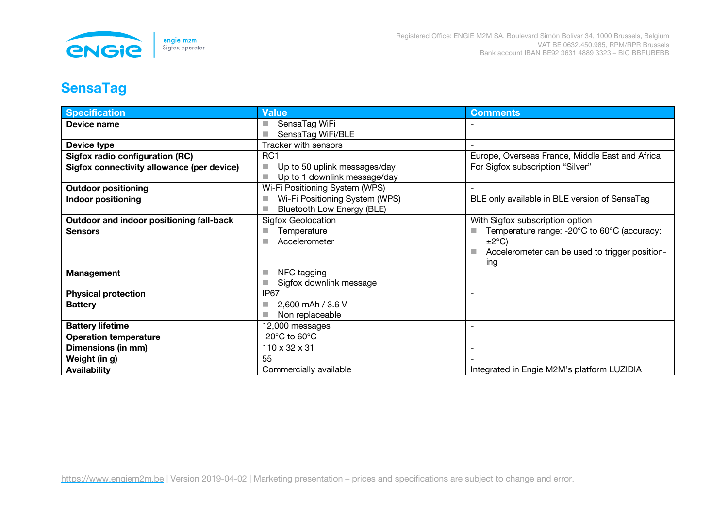# SensaTag

| Specification | Value | Comments |
|---|---|---|
| **Device name** | ■ SensaTag WiFi<br>■ SensaTag WiFi/BLE | - |
| **Device type** | Tracker with sensors | - |
| **Sigfox radio configuration (RC)** | RC1 | Europe, Overseas France, Middle East and Africa |
| **Sigfox connectivity allowance (per device)** | ■ Up to 50 uplink messages/day<br>■ Up to 1 downlink message/day | For Sigfox subscription “Silver” |
| **Outdoor positioning** | Wi-Fi Positioning System (WPS) | - |
| **Indoor positioning** | ■ Wi-Fi Positioning System (WPS)<br>■ Bluetooth Low Energy (BLE) | BLE only available in BLE version of SensaTag |
| **Outdoor and indoor positioning fall-back** | Sigfox Geolocation | With Sigfox subscription option |
| **Sensors** | ■ Temperature<br>■ Accelerometer | ■ Temperature range: -20°C to 60°C (accuracy: ±2°C)<br>■ Accelerometer can be used to trigger positioning |
| **Management** | ■ NFC tagging<br>■ Sigfox downlink message | - |
| **Physical protection** | IP67 | - |
| **Battery** | ■ 2,600 mAh / 3.6 V<br>■ Non replaceable | - |
| **Battery lifetime** | 12,000 messages | - |
| **Operation temperature** | -20°C to 60°C | - |
| **Dimensions (in mm)** | 110 x 32 x 31 | - |
| **Weight (in g)** | 55 | - |
| **Availability** | Commercially available | Integrated in Engie M2M’s platform LUZIDIA |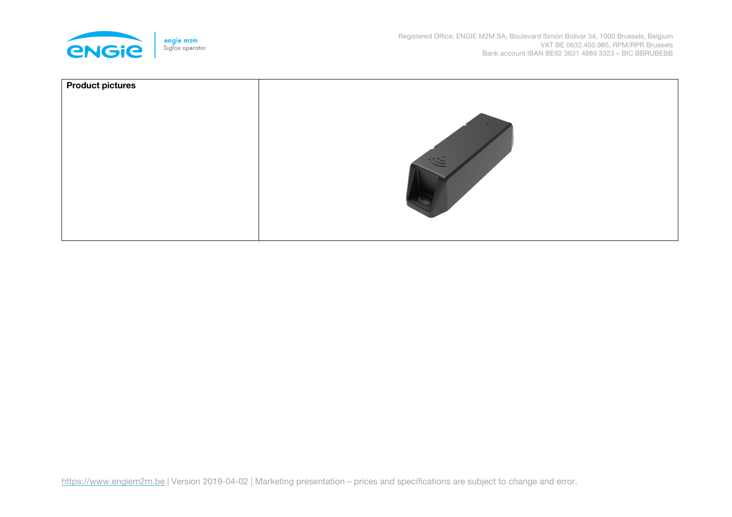| Product pictures | |
| --- | --- |